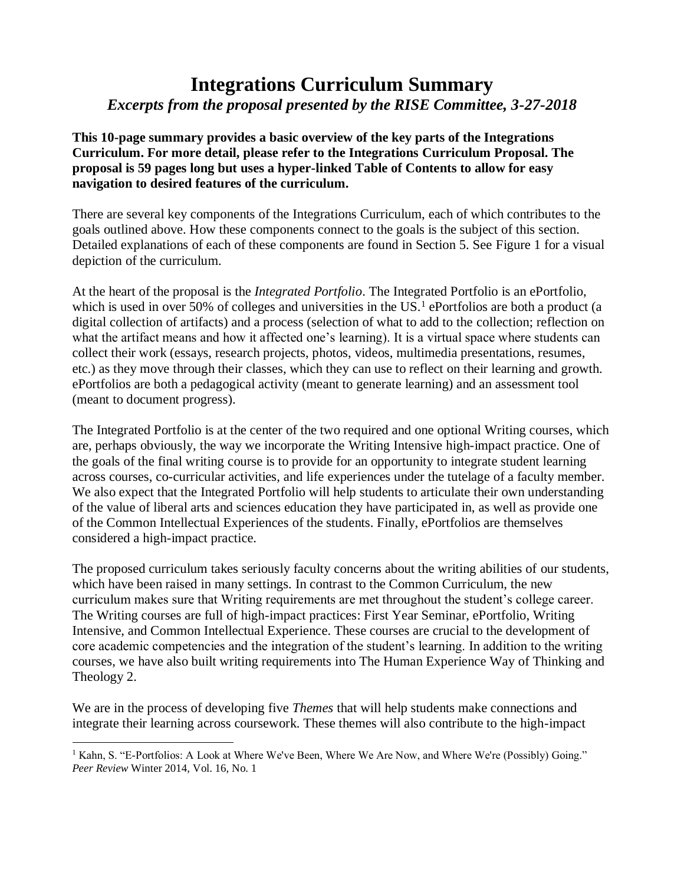# Integrations Curriculum Summary

*Excerpts from the proposal presented by the RISE Committee, 3-27-2018*

**This 10-page summary provides a basic overview of the key parts of the Integrations Curriculum. For more detail, please refer to the Integrations Curriculum Proposal. The proposal is 59 pages long but uses a hyper-linked Table of Contents to allow for easy navigation to desired features of the curriculum.**

There are several key components of the Integrations Curriculum, each of which contributes to the goals outlined above. How these components connect to the goals is the subject of this section. Detailed explanations of each of these components are found in Section 5. See Figure 1 for a visual depiction of the curriculum.

At the heart of the proposal is the *Integrated Portfolio*. The Integrated Portfolio is an ePortfolio, which is used in over 50% of colleges and universities in the US.[1] ePortfolios are both a product (a digital collection of artifacts) and a process (selection of what to add to the collection; reflection on what the artifact means and how it affected one's learning). It is a virtual space where students can collect their work (essays, research projects, photos, videos, multimedia presentations, resumes, etc.) as they move through their classes, which they can use to reflect on their learning and growth. ePortfolios are both a pedagogical activity (meant to generate learning) and an assessment tool (meant to document progress).

The Integrated Portfolio is at the center of the two required and one optional Writing courses, which are, perhaps obviously, the way we incorporate the Writing Intensive high-impact practice. One of the goals of the final writing course is to provide for an opportunity to integrate student learning across courses, co-curricular activities, and life experiences under the tutelage of a faculty member. We also expect that the Integrated Portfolio will help students to articulate their own understanding of the value of liberal arts and sciences education they have participated in, as well as provide one of the Common Intellectual Experiences of the students. Finally, ePortfolios are themselves considered a high-impact practice.

The proposed curriculum takes seriously faculty concerns about the writing abilities of our students, which have been raised in many settings. In contrast to the Common Curriculum, the new curriculum makes sure that Writing requirements are met throughout the student's college career. The Writing courses are full of high-impact practices: First Year Seminar, ePortfolio, Writing Intensive, and Common Intellectual Experience. These courses are crucial to the development of core academic competencies and the integration of the student's learning. In addition to the writing courses, we have also built writing requirements into The Human Experience Way of Thinking and Theology 2.

We are in the process of developing five *Themes* that will help students make connections and integrate their learning across coursework. These themes will also contribute to the high-impact

[1] Kahn, S. "E-Portfolios: A Look at Where We've Been, Where We Are Now, and Where We're (Possibly) Going." *Peer Review* Winter 2014, Vol. 16, No. 1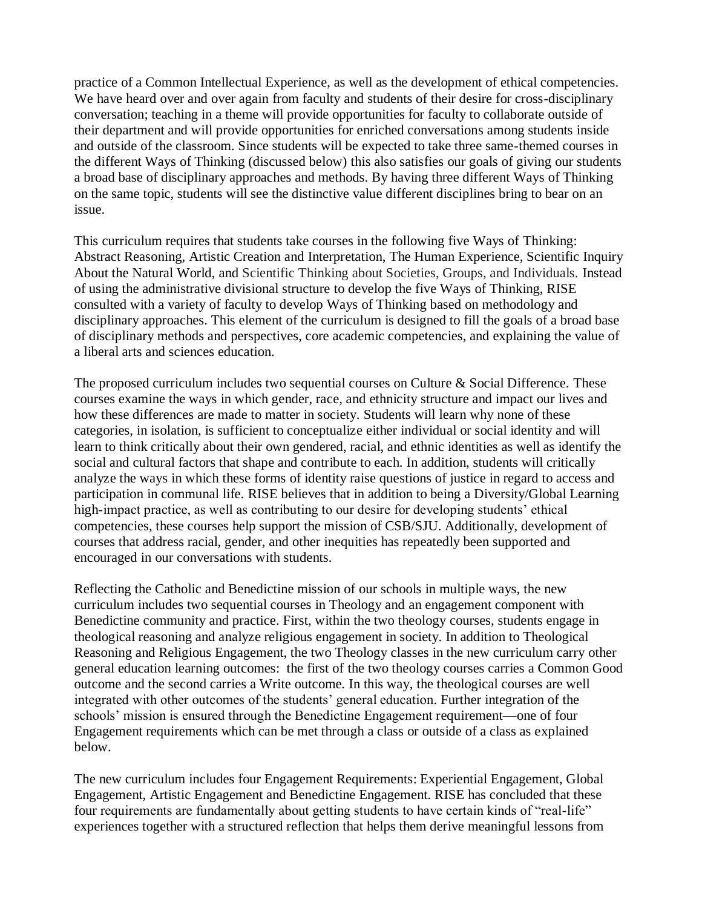practice of a Common Intellectual Experience, as well as the development of ethical competencies. We have heard over and over again from faculty and students of their desire for cross-disciplinary conversation; teaching in a theme will provide opportunities for faculty to collaborate outside of their department and will provide opportunities for enriched conversations among students inside and outside of the classroom. Since students will be expected to take three same-themed courses in the different Ways of Thinking (discussed below) this also satisfies our goals of giving our students a broad base of disciplinary approaches and methods. By having three different Ways of Thinking on the same topic, students will see the distinctive value different disciplines bring to bear on an issue.

This curriculum requires that students take courses in the following five Ways of Thinking: Abstract Reasoning, Artistic Creation and Interpretation, The Human Experience, Scientific Inquiry About the Natural World, and Scientific Thinking about Societies, Groups, and Individuals. Instead of using the administrative divisional structure to develop the five Ways of Thinking, RISE consulted with a variety of faculty to develop Ways of Thinking based on methodology and disciplinary approaches. This element of the curriculum is designed to fill the goals of a broad base of disciplinary methods and perspectives, core academic competencies, and explaining the value of a liberal arts and sciences education.

The proposed curriculum includes two sequential courses on Culture & Social Difference. These courses examine the ways in which gender, race, and ethnicity structure and impact our lives and how these differences are made to matter in society. Students will learn why none of these categories, in isolation, is sufficient to conceptualize either individual or social identity and will learn to think critically about their own gendered, racial, and ethnic identities as well as identify the social and cultural factors that shape and contribute to each. In addition, students will critically analyze the ways in which these forms of identity raise questions of justice in regard to access and participation in communal life. RISE believes that in addition to being a Diversity/Global Learning high-impact practice, as well as contributing to our desire for developing students' ethical competencies, these courses help support the mission of CSB/SJU. Additionally, development of courses that address racial, gender, and other inequities has repeatedly been supported and encouraged in our conversations with students.

Reflecting the Catholic and Benedictine mission of our schools in multiple ways, the new curriculum includes two sequential courses in Theology and an engagement component with Benedictine community and practice. First, within the two theology courses, students engage in theological reasoning and analyze religious engagement in society. In addition to Theological Reasoning and Religious Engagement, the two Theology classes in the new curriculum carry other general education learning outcomes: the first of the two theology courses carries a Common Good outcome and the second carries a Write outcome. In this way, the theological courses are well integrated with other outcomes of the students' general education. Further integration of the schools' mission is ensured through the Benedictine Engagement requirement—one of four Engagement requirements which can be met through a class or outside of a class as explained below.

The new curriculum includes four Engagement Requirements: Experiential Engagement, Global Engagement, Artistic Engagement and Benedictine Engagement. RISE has concluded that these four requirements are fundamentally about getting students to have certain kinds of "real-life" experiences together with a structured reflection that helps them derive meaningful lessons from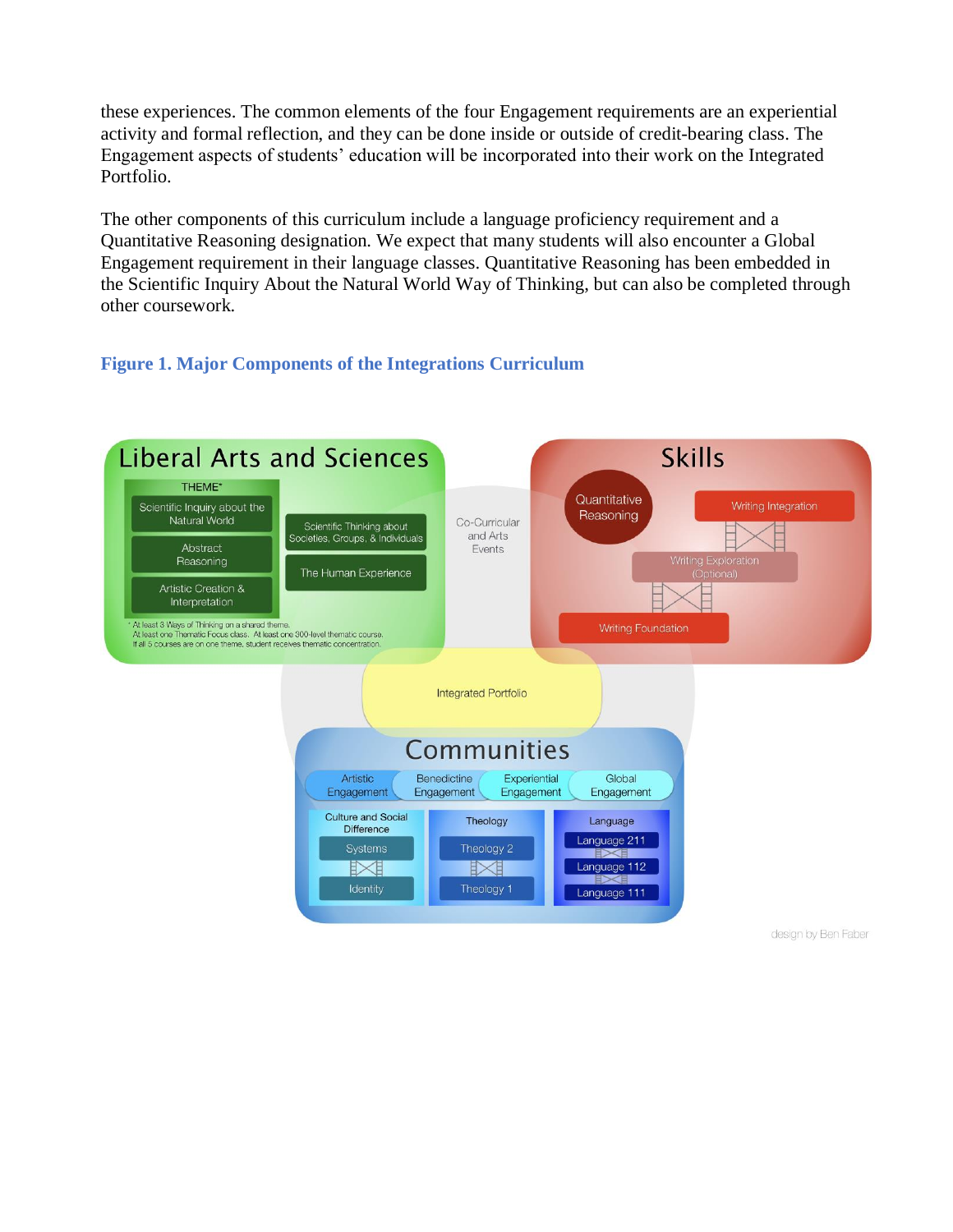these experiences. The common elements of the four Engagement requirements are an experiential activity and formal reflection, and they can be done inside or outside of credit-bearing class. The Engagement aspects of students' education will be incorporated into their work on the Integrated Portfolio.

The other components of this curriculum include a language proficiency requirement and a Quantitative Reasoning designation. We expect that many students will also encounter a Global Engagement requirement in their language classes. Quantitative Reasoning has been embedded in the Scientific Inquiry About the Natural World Way of Thinking, but can also be completed through other coursework.

### Figure 1. Major Components of the Integrations Curriculum

Liberal Arts and Sciences

THEME*

Scientific Inquiry about the Natural World

Abstract Reasoning

Artistic Creation & Interpretation

Scientific Thinking about Societies, Groups, & Individuals

The Human Experience

* At least 3 Ways of Thinking on a shared theme.
At least one Thematic Focus class. At least one 300-level thematic course.
If all 5 courses are on one theme, student receives thematic concentration.

Co-Curricular and Arts Events

Skills

Quantitative Reasoning

Writing Integration

Writing Exploration (Optional)

Writing Foundation

Integrated Portfolio

Communities

Artistic Engagement

Benedictine Engagement

Experiential Engagement

Global Engagement

Culture and Social Difference

Systems

Identity

Theology

Theology 2

Theology 1

Language

Language 211

Language 112

Language 111

design by Ben Faber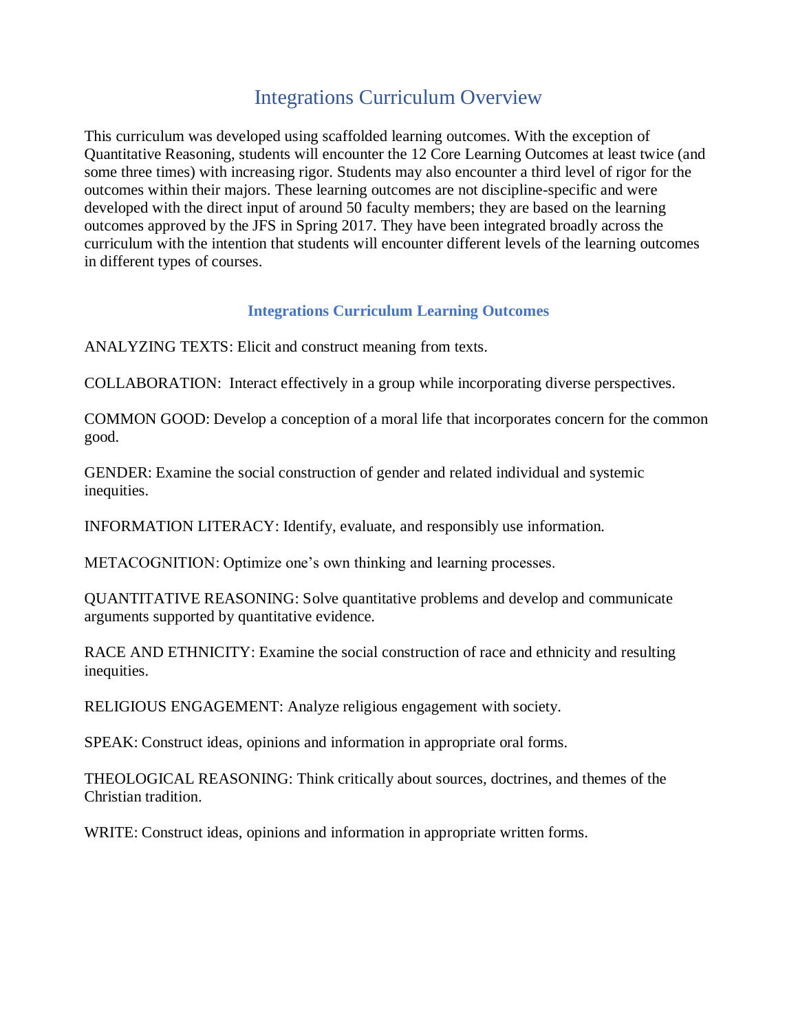# Integrations Curriculum Overview

This curriculum was developed using scaffolded learning outcomes. With the exception of Quantitative Reasoning, students will encounter the 12 Core Learning Outcomes at least twice (and some three times) with increasing rigor. Students may also encounter a third level of rigor for the outcomes within their majors. These learning outcomes are not discipline-specific and were developed with the direct input of around 50 faculty members; they are based on the learning outcomes approved by the JFS in Spring 2017. They have been integrated broadly across the curriculum with the intention that students will encounter different levels of the learning outcomes in different types of courses.

## Integrations Curriculum Learning Outcomes

ANALYZING TEXTS: Elicit and construct meaning from texts.

COLLABORATION: Interact effectively in a group while incorporating diverse perspectives.

COMMON GOOD: Develop a conception of a moral life that incorporates concern for the common good.

GENDER: Examine the social construction of gender and related individual and systemic inequities.

INFORMATION LITERACY: Identify, evaluate, and responsibly use information.

METACOGNITION: Optimize one's own thinking and learning processes.

QUANTITATIVE REASONING: Solve quantitative problems and develop and communicate arguments supported by quantitative evidence.

RACE AND ETHNICITY: Examine the social construction of race and ethnicity and resulting inequities.

RELIGIOUS ENGAGEMENT: Analyze religious engagement with society.

SPEAK: Construct ideas, opinions and information in appropriate oral forms.

THEOLOGICAL REASONING: Think critically about sources, doctrines, and themes of the Christian tradition.

WRITE: Construct ideas, opinions and information in appropriate written forms.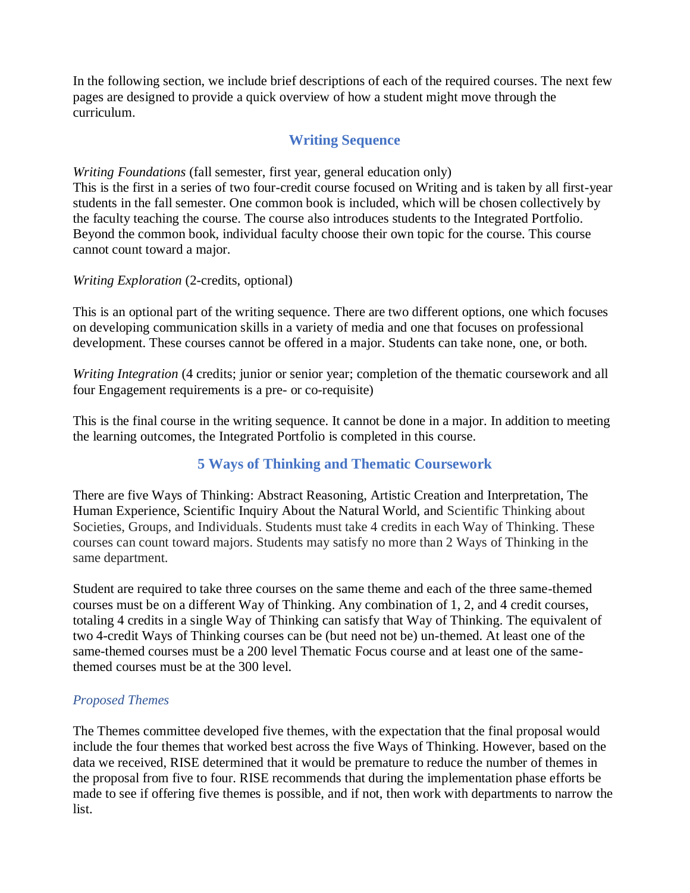In the following section, we include brief descriptions of each of the required courses. The next few pages are designed to provide a quick overview of how a student might move through the curriculum.

## Writing Sequence

*Writing Foundations* (fall semester, first year, general education only)
This is the first in a series of two four-credit course focused on Writing and is taken by all first-year students in the fall semester. One common book is included, which will be chosen collectively by the faculty teaching the course. The course also introduces students to the Integrated Portfolio. Beyond the common book, individual faculty choose their own topic for the course. This course cannot count toward a major.

*Writing Exploration* (2-credits, optional)

This is an optional part of the writing sequence. There are two different options, one which focuses on developing communication skills in a variety of media and one that focuses on professional development. These courses cannot be offered in a major. Students can take none, one, or both.

*Writing Integration* (4 credits; junior or senior year; completion of the thematic coursework and all four Engagement requirements is a pre- or co-requisite)

This is the final course in the writing sequence. It cannot be done in a major. In addition to meeting the learning outcomes, the Integrated Portfolio is completed in this course.

## 5 Ways of Thinking and Thematic Coursework

There are five Ways of Thinking: Abstract Reasoning, Artistic Creation and Interpretation, The Human Experience, Scientific Inquiry About the Natural World, and Scientific Thinking about Societies, Groups, and Individuals. Students must take 4 credits in each Way of Thinking. These courses can count toward majors. Students may satisfy no more than 2 Ways of Thinking in the same department.

Student are required to take three courses on the same theme and each of the three same-themed courses must be on a different Way of Thinking. Any combination of 1, 2, and 4 credit courses, totaling 4 credits in a single Way of Thinking can satisfy that Way of Thinking. The equivalent of two 4-credit Ways of Thinking courses can be (but need not be) un-themed. At least one of the same-themed courses must be a 200 level Thematic Focus course and at least one of the same-themed courses must be at the 300 level.

### *Proposed Themes*

The Themes committee developed five themes, with the expectation that the final proposal would include the four themes that worked best across the five Ways of Thinking. However, based on the data we received, RISE determined that it would be premature to reduce the number of themes in the proposal from five to four. RISE recommends that during the implementation phase efforts be made to see if offering five themes is possible, and if not, then work with departments to narrow the list.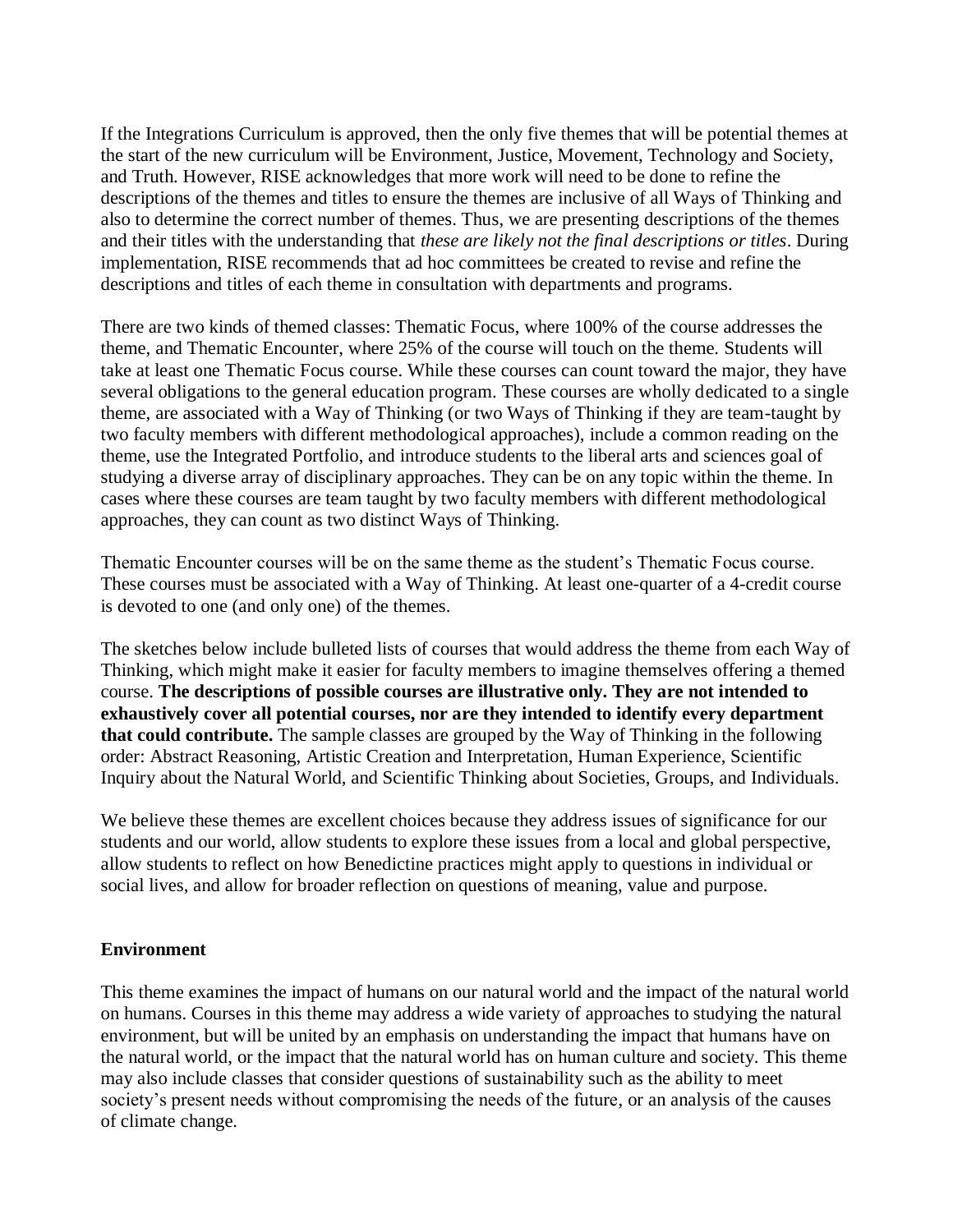If the Integrations Curriculum is approved, then the only five themes that will be potential themes at the start of the new curriculum will be Environment, Justice, Movement, Technology and Society, and Truth. However, RISE acknowledges that more work will need to be done to refine the descriptions of the themes and titles to ensure the themes are inclusive of all Ways of Thinking and also to determine the correct number of themes. Thus, we are presenting descriptions of the themes and their titles with the understanding that *these are likely not the final descriptions or titles*. During implementation, RISE recommends that ad hoc committees be created to revise and refine the descriptions and titles of each theme in consultation with departments and programs.

There are two kinds of themed classes: Thematic Focus, where 100% of the course addresses the theme, and Thematic Encounter, where 25% of the course will touch on the theme. Students will take at least one Thematic Focus course. While these courses can count toward the major, they have several obligations to the general education program. These courses are wholly dedicated to a single theme, are associated with a Way of Thinking (or two Ways of Thinking if they are team-taught by two faculty members with different methodological approaches), include a common reading on the theme, use the Integrated Portfolio, and introduce students to the liberal arts and sciences goal of studying a diverse array of disciplinary approaches. They can be on any topic within the theme. In cases where these courses are team taught by two faculty members with different methodological approaches, they can count as two distinct Ways of Thinking.

Thematic Encounter courses will be on the same theme as the student's Thematic Focus course. These courses must be associated with a Way of Thinking. At least one-quarter of a 4-credit course is devoted to one (and only one) of the themes.

The sketches below include bulleted lists of courses that would address the theme from each Way of Thinking, which might make it easier for faculty members to imagine themselves offering a themed course. **The descriptions of possible courses are illustrative only. They are not intended to exhaustively cover all potential courses, nor are they intended to identify every department that could contribute.** The sample classes are grouped by the Way of Thinking in the following order: Abstract Reasoning, Artistic Creation and Interpretation, Human Experience, Scientific Inquiry about the Natural World, and Scientific Thinking about Societies, Groups, and Individuals.

We believe these themes are excellent choices because they address issues of significance for our students and our world, allow students to explore these issues from a local and global perspective, allow students to reflect on how Benedictine practices might apply to questions in individual or social lives, and allow for broader reflection on questions of meaning, value and purpose.

**Environment**

This theme examines the impact of humans on our natural world and the impact of the natural world on humans. Courses in this theme may address a wide variety of approaches to studying the natural environment, but will be united by an emphasis on understanding the impact that humans have on the natural world, or the impact that the natural world has on human culture and society. This theme may also include classes that consider questions of sustainability such as the ability to meet society's present needs without compromising the needs of the future, or an analysis of the causes of climate change.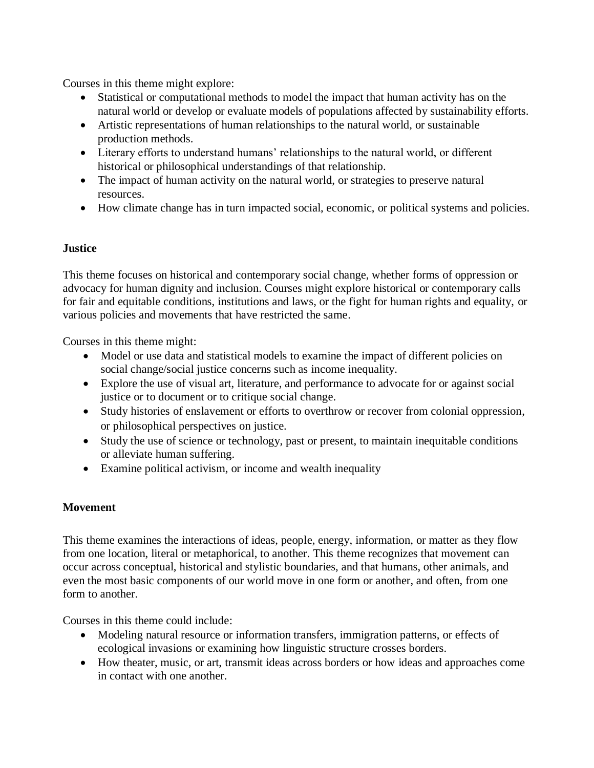Courses in this theme might explore:

- Statistical or computational methods to model the impact that human activity has on the natural world or develop or evaluate models of populations affected by sustainability efforts.
- Artistic representations of human relationships to the natural world, or sustainable production methods.
- Literary efforts to understand humans' relationships to the natural world, or different historical or philosophical understandings of that relationship.
- The impact of human activity on the natural world, or strategies to preserve natural resources.
- How climate change has in turn impacted social, economic, or political systems and policies.

**Justice**

This theme focuses on historical and contemporary social change, whether forms of oppression or advocacy for human dignity and inclusion. Courses might explore historical or contemporary calls for fair and equitable conditions, institutions and laws, or the fight for human rights and equality, or various policies and movements that have restricted the same.

Courses in this theme might:

- Model or use data and statistical models to examine the impact of different policies on social change/social justice concerns such as income inequality.
- Explore the use of visual art, literature, and performance to advocate for or against social justice or to document or to critique social change.
- Study histories of enslavement or efforts to overthrow or recover from colonial oppression, or philosophical perspectives on justice.
- Study the use of science or technology, past or present, to maintain inequitable conditions or alleviate human suffering.
- Examine political activism, or income and wealth inequality

**Movement**

This theme examines the interactions of ideas, people, energy, information, or matter as they flow from one location, literal or metaphorical, to another. This theme recognizes that movement can occur across conceptual, historical and stylistic boundaries, and that humans, other animals, and even the most basic components of our world move in one form or another, and often, from one form to another.

Courses in this theme could include:

- Modeling natural resource or information transfers, immigration patterns, or effects of ecological invasions or examining how linguistic structure crosses borders.
- How theater, music, or art, transmit ideas across borders or how ideas and approaches come in contact with one another.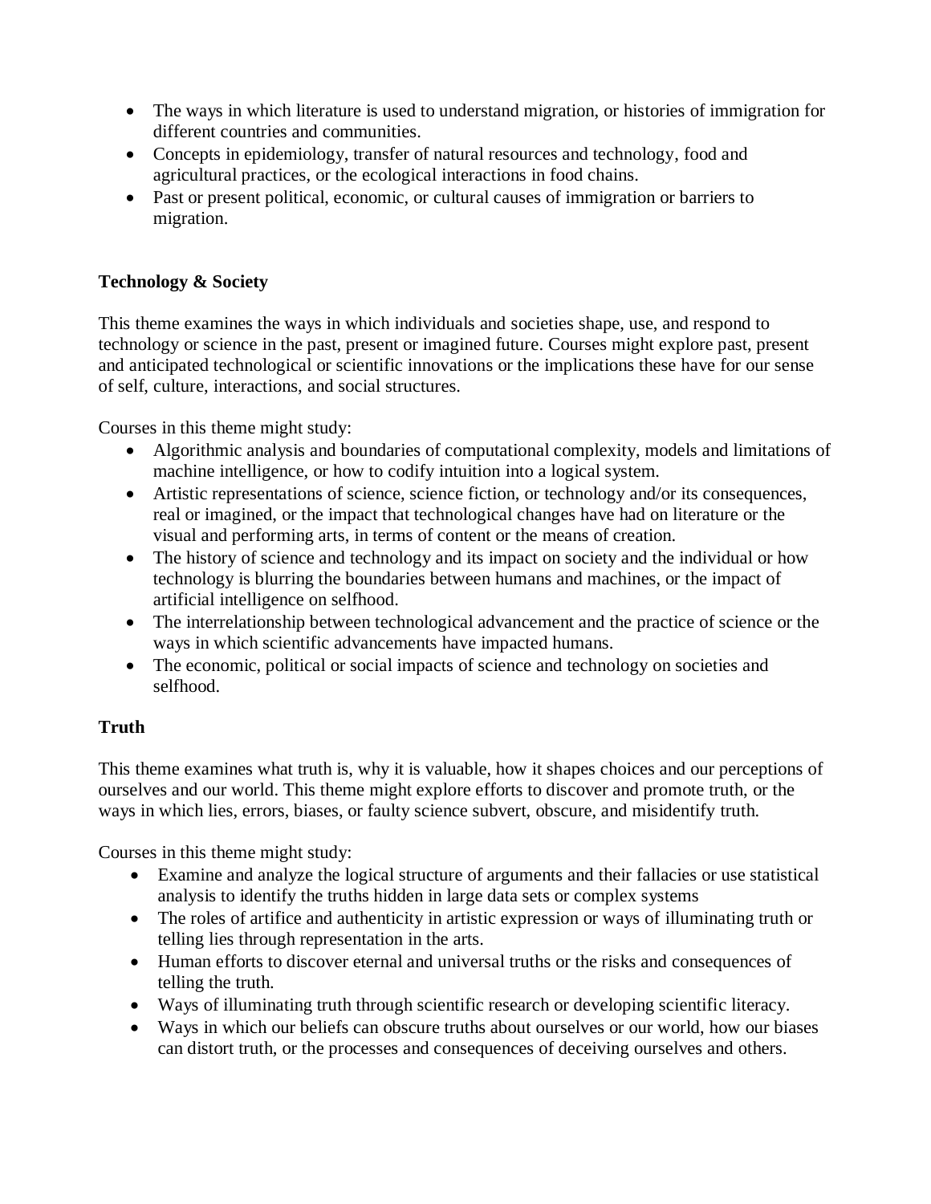- The ways in which literature is used to understand migration, or histories of immigration for different countries and communities.
- Concepts in epidemiology, transfer of natural resources and technology, food and agricultural practices, or the ecological interactions in food chains.
- Past or present political, economic, or cultural causes of immigration or barriers to migration.

**Technology & Society**

This theme examines the ways in which individuals and societies shape, use, and respond to technology or science in the past, present or imagined future. Courses might explore past, present and anticipated technological or scientific innovations or the implications these have for our sense of self, culture, interactions, and social structures.

Courses in this theme might study:

- Algorithmic analysis and boundaries of computational complexity, models and limitations of machine intelligence, or how to codify intuition into a logical system.
- Artistic representations of science, science fiction, or technology and/or its consequences, real or imagined, or the impact that technological changes have had on literature or the visual and performing arts, in terms of content or the means of creation.
- The history of science and technology and its impact on society and the individual or how technology is blurring the boundaries between humans and machines, or the impact of artificial intelligence on selfhood.
- The interrelationship between technological advancement and the practice of science or the ways in which scientific advancements have impacted humans.
- The economic, political or social impacts of science and technology on societies and selfhood.

**Truth**

This theme examines what truth is, why it is valuable, how it shapes choices and our perceptions of ourselves and our world. This theme might explore efforts to discover and promote truth, or the ways in which lies, errors, biases, or faulty science subvert, obscure, and misidentify truth.

Courses in this theme might study:

- Examine and analyze the logical structure of arguments and their fallacies or use statistical analysis to identify the truths hidden in large data sets or complex systems
- The roles of artifice and authenticity in artistic expression or ways of illuminating truth or telling lies through representation in the arts.
- Human efforts to discover eternal and universal truths or the risks and consequences of telling the truth.
- Ways of illuminating truth through scientific research or developing scientific literacy.
- Ways in which our beliefs can obscure truths about ourselves or our world, how our biases can distort truth, or the processes and consequences of deceiving ourselves and others.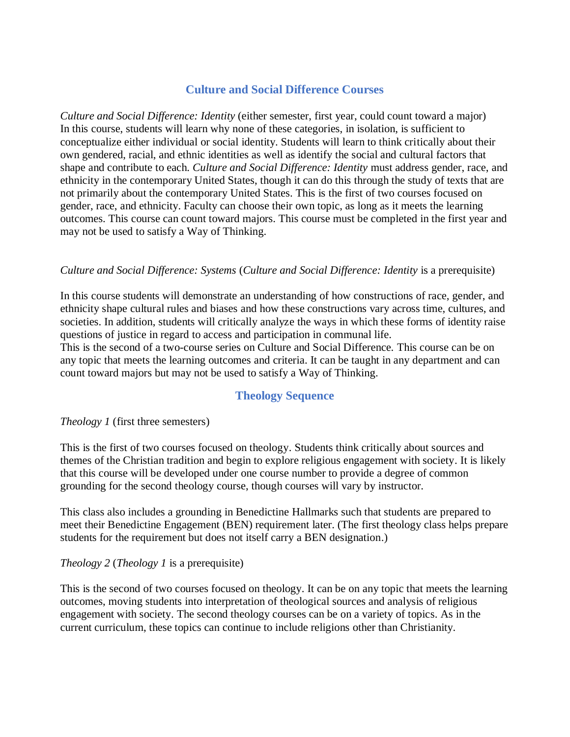## Culture and Social Difference Courses

*Culture and Social Difference: Identity* (either semester, first year, could count toward a major) In this course, students will learn why none of these categories, in isolation, is sufficient to conceptualize either individual or social identity. Students will learn to think critically about their own gendered, racial, and ethnic identities as well as identify the social and cultural factors that shape and contribute to each. *Culture and Social Difference: Identity* must address gender, race, and ethnicity in the contemporary United States, though it can do this through the study of texts that are not primarily about the contemporary United States. This is the first of two courses focused on gender, race, and ethnicity. Faculty can choose their own topic, as long as it meets the learning outcomes. This course can count toward majors. This course must be completed in the first year and may not be used to satisfy a Way of Thinking.

*Culture and Social Difference: Systems* (*Culture and Social Difference: Identity* is a prerequisite)

In this course students will demonstrate an understanding of how constructions of race, gender, and ethnicity shape cultural rules and biases and how these constructions vary across time, cultures, and societies. In addition, students will critically analyze the ways in which these forms of identity raise questions of justice in regard to access and participation in communal life.
This is the second of a two-course series on Culture and Social Difference. This course can be on any topic that meets the learning outcomes and criteria. It can be taught in any department and can count toward majors but may not be used to satisfy a Way of Thinking.

## Theology Sequence

*Theology 1* (first three semesters)

This is the first of two courses focused on theology. Students think critically about sources and themes of the Christian tradition and begin to explore religious engagement with society. It is likely that this course will be developed under one course number to provide a degree of common grounding for the second theology course, though courses will vary by instructor.

This class also includes a grounding in Benedictine Hallmarks such that students are prepared to meet their Benedictine Engagement (BEN) requirement later. (The first theology class helps prepare students for the requirement but does not itself carry a BEN designation.)

*Theology 2* (*Theology 1* is a prerequisite)

This is the second of two courses focused on theology. It can be on any topic that meets the learning outcomes, moving students into interpretation of theological sources and analysis of religious engagement with society. The second theology courses can be on a variety of topics. As in the current curriculum, these topics can continue to include religions other than Christianity.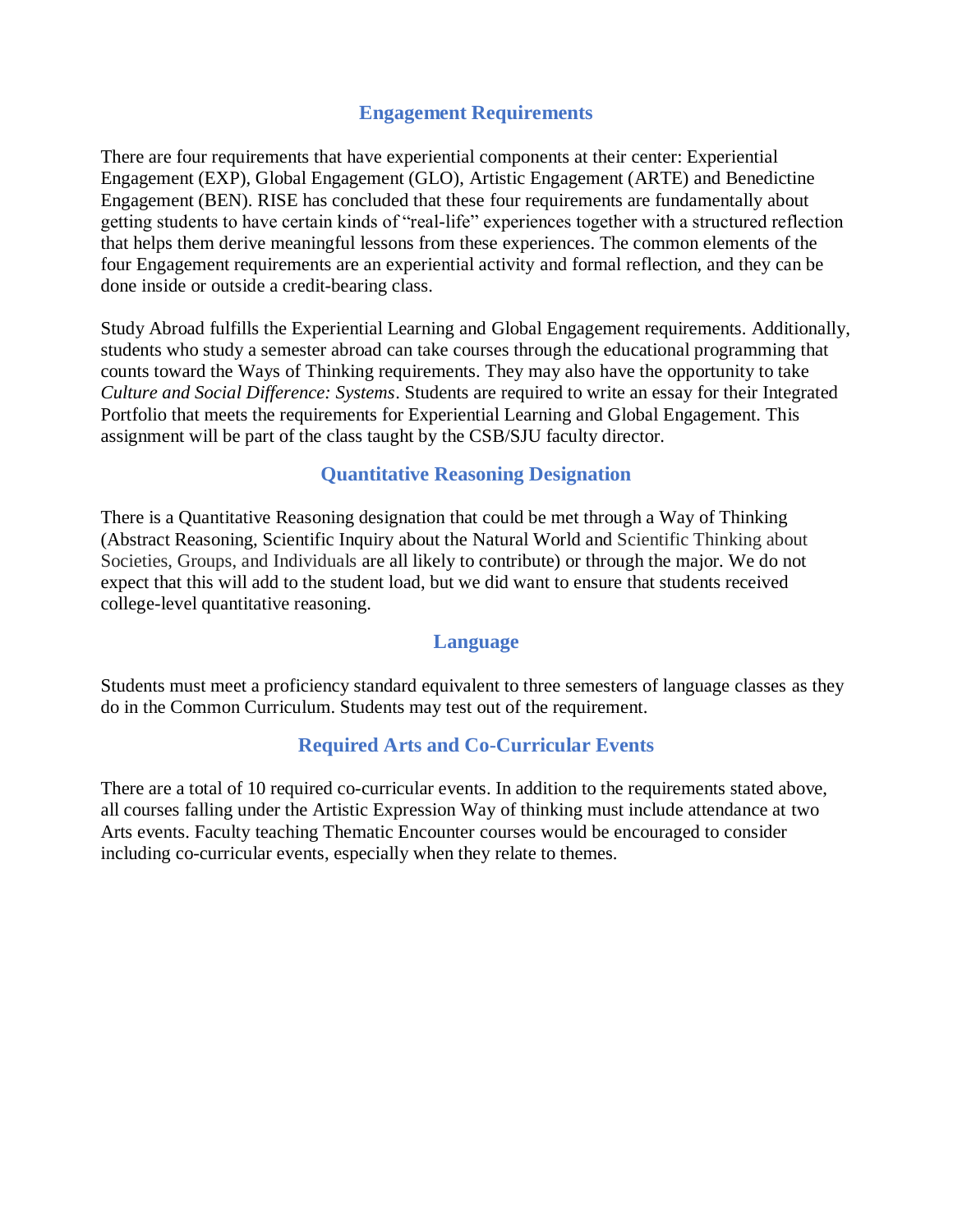## Engagement Requirements

There are four requirements that have experiential components at their center: Experiential Engagement (EXP), Global Engagement (GLO), Artistic Engagement (ARTE) and Benedictine Engagement (BEN). RISE has concluded that these four requirements are fundamentally about getting students to have certain kinds of "real-life" experiences together with a structured reflection that helps them derive meaningful lessons from these experiences. The common elements of the four Engagement requirements are an experiential activity and formal reflection, and they can be done inside or outside a credit-bearing class.

Study Abroad fulfills the Experiential Learning and Global Engagement requirements. Additionally, students who study a semester abroad can take courses through the educational programming that counts toward the Ways of Thinking requirements. They may also have the opportunity to take *Culture and Social Difference: Systems*. Students are required to write an essay for their Integrated Portfolio that meets the requirements for Experiential Learning and Global Engagement. This assignment will be part of the class taught by the CSB/SJU faculty director.

## Quantitative Reasoning Designation

There is a Quantitative Reasoning designation that could be met through a Way of Thinking (Abstract Reasoning, Scientific Inquiry about the Natural World and Scientific Thinking about Societies, Groups, and Individuals are all likely to contribute) or through the major. We do not expect that this will add to the student load, but we did want to ensure that students received college-level quantitative reasoning.

## Language

Students must meet a proficiency standard equivalent to three semesters of language classes as they do in the Common Curriculum. Students may test out of the requirement.

## Required Arts and Co-Curricular Events

There are a total of 10 required co-curricular events. In addition to the requirements stated above, all courses falling under the Artistic Expression Way of thinking must include attendance at two Arts events. Faculty teaching Thematic Encounter courses would be encouraged to consider including co-curricular events, especially when they relate to themes.